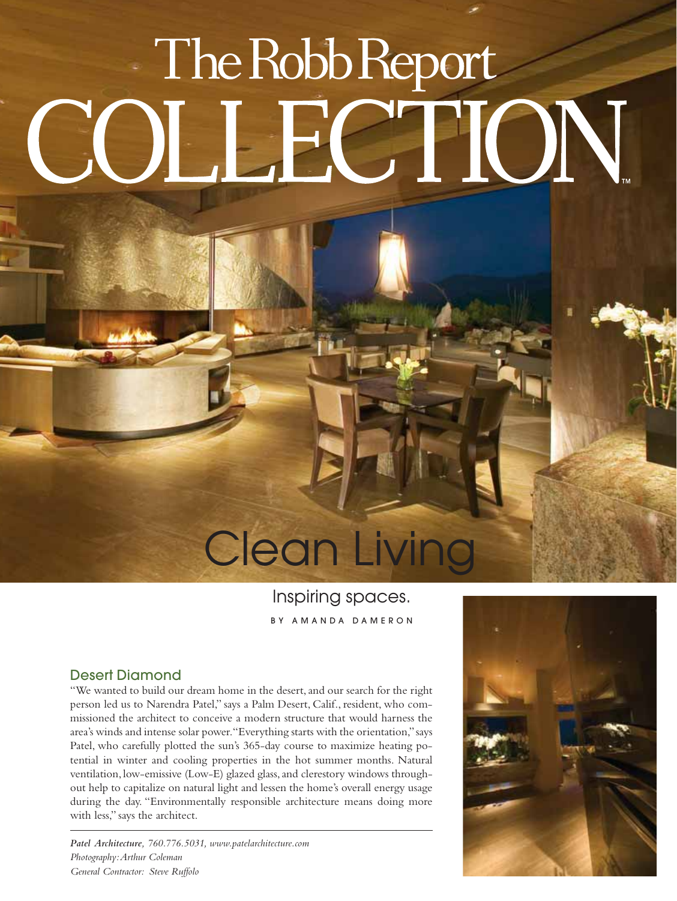# The Robb Report COLLECTION™

# Clean Living

Inspiring spaces.

BY AMANDA DAMERON

## Desert Diamond

"We wanted to build our dream home in the desert, and our search for the right person led us to Narendra Patel," says a Palm Desert, Calif., resident, who commissioned the architect to conceive a modern structure that would harness the area's winds and intense solar power. "Everything starts with the orientation," says Patel, who carefully plotted the sun's 365-day course to maximize heating potential in winter and cooling properties in the hot summer months. Natural ventilation, low-emissive (Low-E) glazed glass, and clerestory windows throughout help to capitalize on natural light and lessen the home's overall energy usage during the day. "Environmentally responsible architecture means doing more with less," says the architect.

*Patel Architecture, 760.776.5031, www.patelarchitecture.com*
*Photography: Arthur Coleman*
*General Contractor: Steve Ruffolo*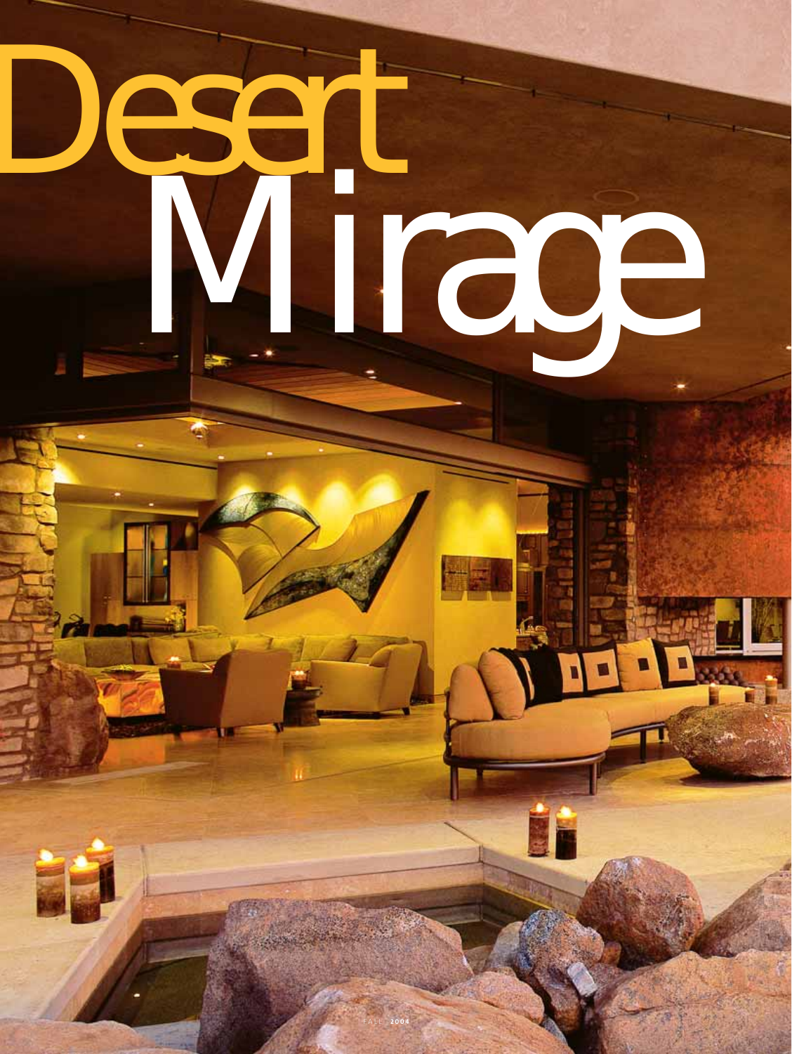# Desert Mirage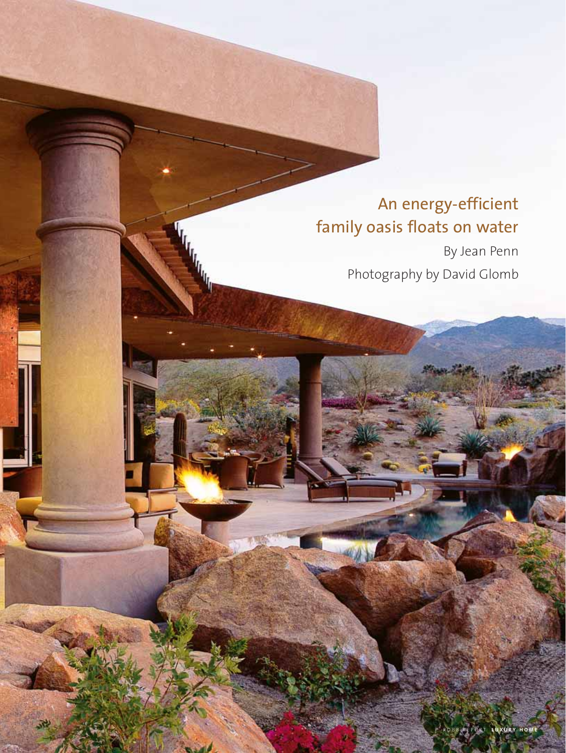# An energy-efficient family oasis floats on water

By Jean Penn

Photography by David Glomb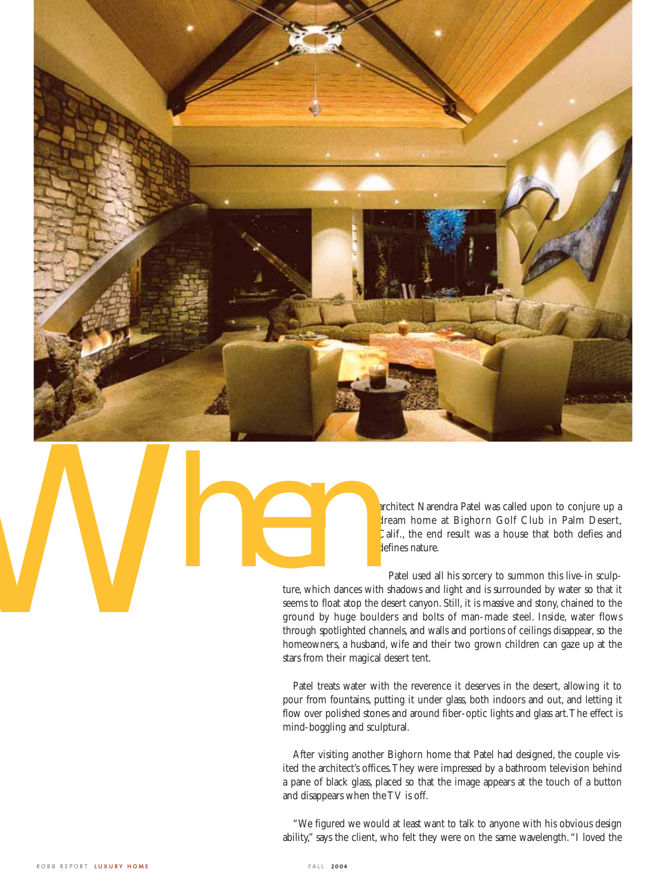When architect Narendra Patel was called upon to conjure up a dream home at Bighorn Golf Club in Palm Desert, Calif., the end result was a house that both defies and defines nature.

Patel used all his sorcery to summon this live-in sculpture, which dances with shadows and light and is surrounded by water so that it seems to float atop the desert canyon. Still, it is massive and stony, chained to the ground by huge boulders and bolts of man-made steel. Inside, water flows through spotlighted channels, and walls and portions of ceilings disappear, so the homeowners, a husband, wife and their two grown children can gaze up at the stars from their magical desert tent.

Patel treats water with the reverence it deserves in the desert, allowing it to pour from fountains, putting it under glass, both indoors and out, and letting it flow over polished stones and around fiber-optic lights and glass art. The effect is mind-boggling and sculptural.

After visiting another Bighorn home that Patel had designed, the couple visited the architect's offices. They were impressed by a bathroom television behind a pane of black glass, placed so that the image appears at the touch of a button and disappears when the TV is off.

"We figured we would at least want to talk to anyone with his obvious design ability," says the client, who felt they were on the same wavelength. "I loved the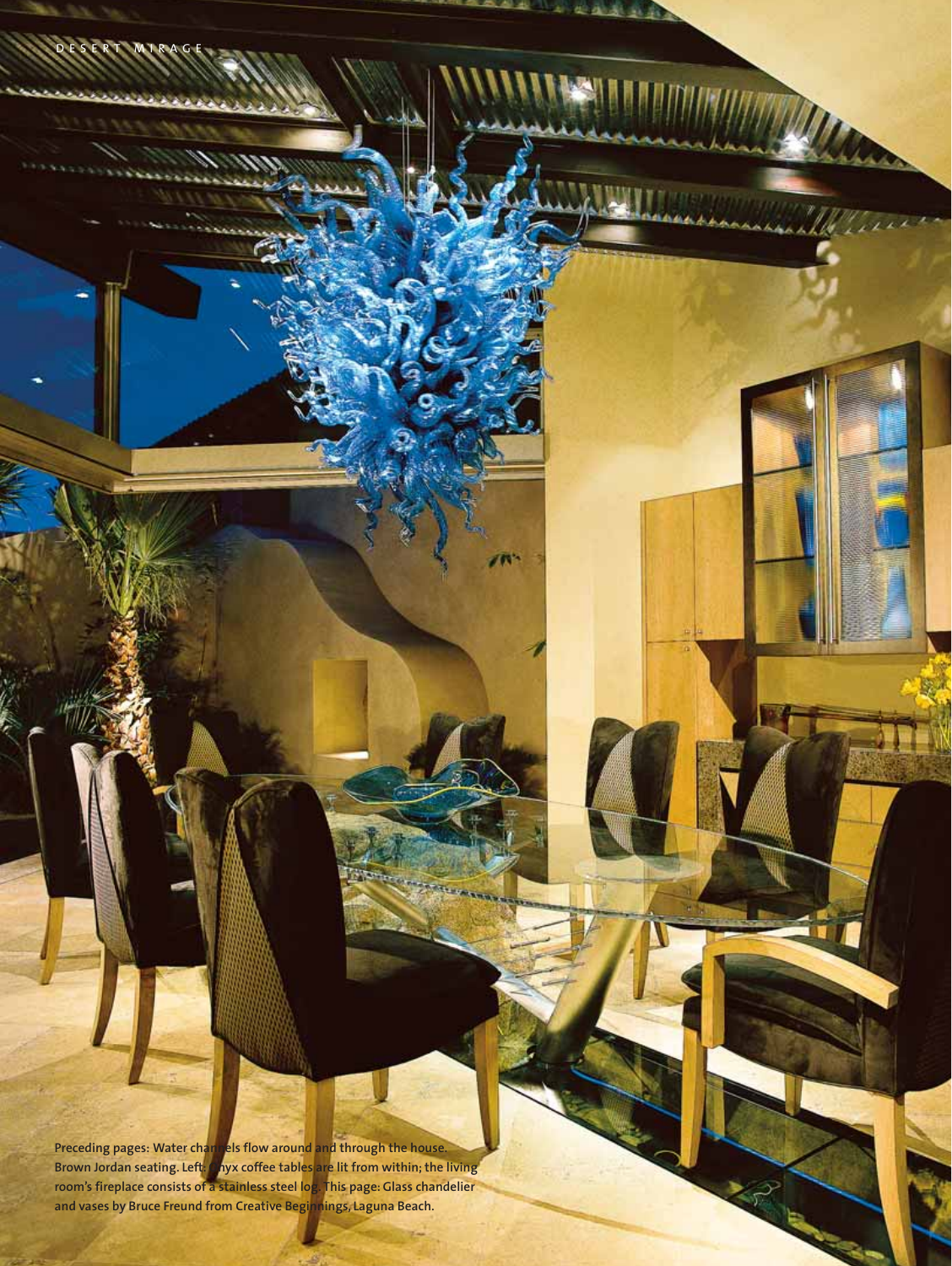Preceding pages: Water channels flow around and through the house. Brown Jordan seating. Left: Onyx coffee tables are lit from within; the living room's fireplace consists of a stainless steel log. This page: Glass chandelier and vases by Bruce Freund from Creative Beginnings, Laguna Beach.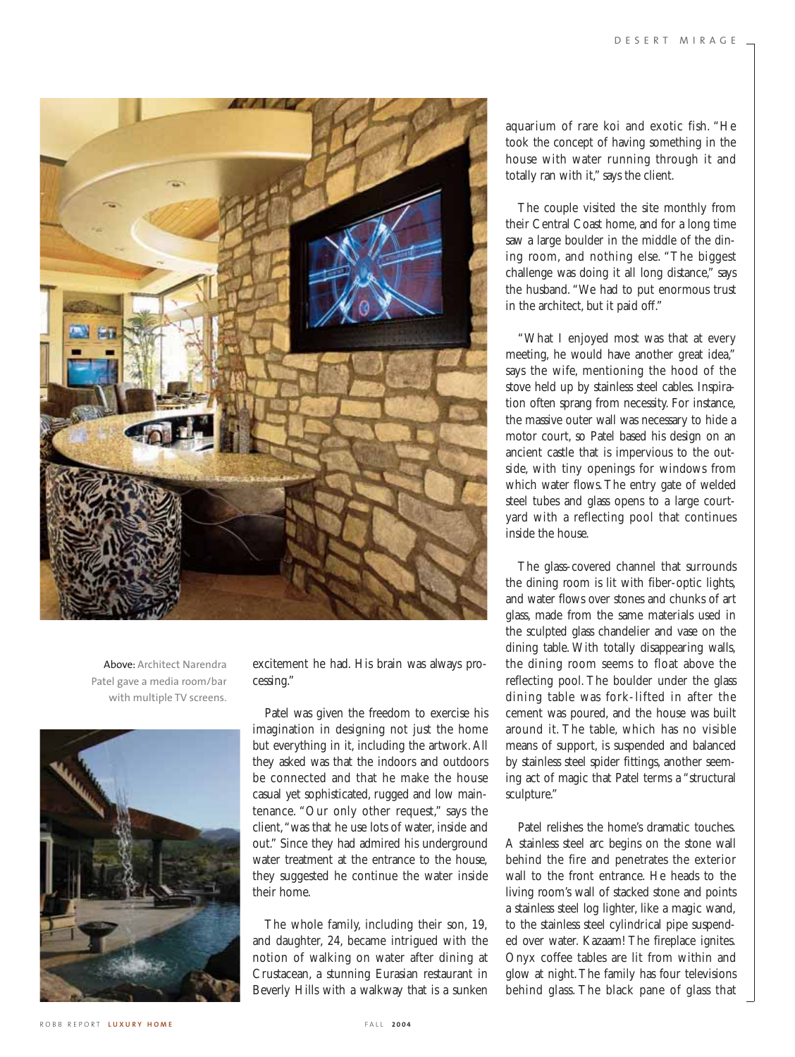Above: Architect Narendra Patel gave a media room/bar with multiple TV screens.

excitement he had. His brain was always processing."

Patel was given the freedom to exercise his imagination in designing not just the home but everything in it, including the artwork. All they asked was that the indoors and outdoors be connected and that he make the house casual yet sophisticated, rugged and low maintenance. "Our only other request," says the client, "was that he use lots of water, inside and out." Since they had admired his underground water treatment at the entrance to the house, they suggested he continue the water inside their home.

The whole family, including their son, 19, and daughter, 24, became intrigued with the notion of walking on water after dining at Crustacean, a stunning Eurasian restaurant in Beverly Hills with a walkway that is a sunken aquarium of rare koi and exotic fish. "He took the concept of having something in the house with water running through it and totally ran with it," says the client.

The couple visited the site monthly from their Central Coast home, and for a long time saw a large boulder in the middle of the dining room, and nothing else. "The biggest challenge was doing it all long distance," says the husband. "We had to put enormous trust in the architect, but it paid off."

"What I enjoyed most was that at every meeting, he would have another great idea," says the wife, mentioning the hood of the stove held up by stainless steel cables. Inspiration often sprang from necessity. For instance, the massive outer wall was necessary to hide a motor court, so Patel based his design on an ancient castle that is impervious to the outside, with tiny openings for windows from which water flows. The entry gate of welded steel tubes and glass opens to a large courtyard with a reflecting pool that continues inside the house.

The glass-covered channel that surrounds the dining room is lit with fiber-optic lights, and water flows over stones and chunks of art glass, made from the same materials used in the sculpted glass chandelier and vase on the dining table. With totally disappearing walls, the dining room seems to float above the reflecting pool. The boulder under the glass dining table was fork-lifted in after the cement was poured, and the house was built around it. The table, which has no visible means of support, is suspended and balanced by stainless steel spider fittings, another seeming act of magic that Patel terms a "structural sculpture."

Patel relishes the home's dramatic touches. A stainless steel arc begins on the stone wall behind the fire and penetrates the exterior wall to the front entrance. He heads to the living room's wall of stacked stone and points a stainless steel log lighter, like a magic wand, to the stainless steel cylindrical pipe suspended over water. Kazaam! The fireplace ignites. Onyx coffee tables are lit from within and glow at night. The family has four televisions behind glass. The black pane of glass that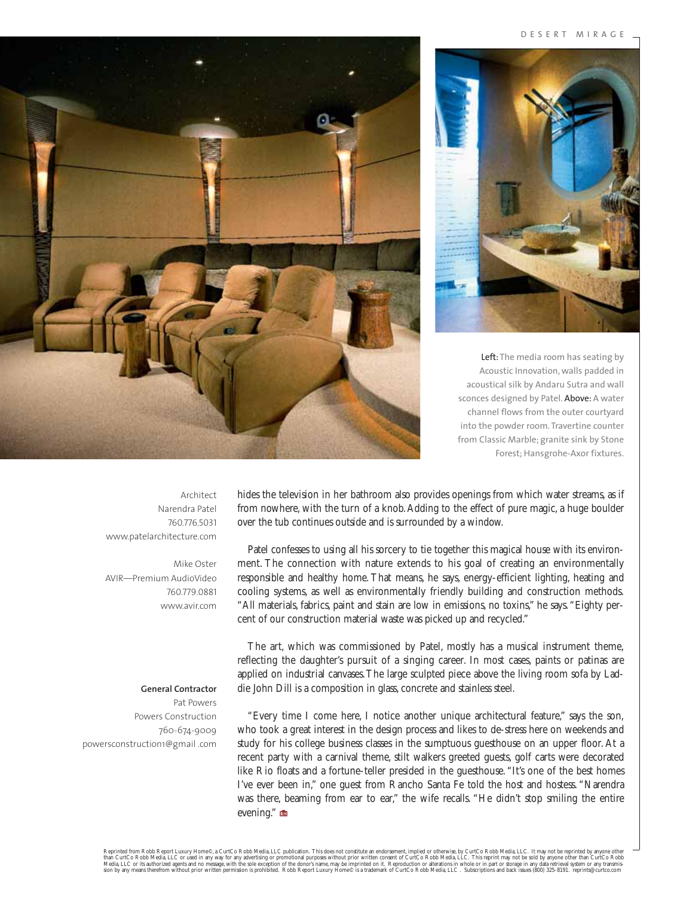Left: The media room has seating by Acoustic Innovation, walls padded in acoustical silk by Andaru Sutra and wall sconces designed by Patel. Above: A water channel flows from the outer courtyard into the powder room. Travertine counter from Classic Marble; granite sink by Stone Forest; Hansgrohe-Axor fixtures.

Architect
Narendra Patel
760.776.5031
www.patelarchitecture.com

Mike Oster
AVIR—Premium AudioVideo
760.779.0881
www.avir.com

**General Contractor**
Pat Powers
Powers Construction
760-674-9009
powersconstruction1@gmail .com

hides the television in her bathroom also provides openings from which water streams, as if from nowhere, with the turn of a knob. Adding to the effect of pure magic, a huge boulder over the tub continues outside and is surrounded by a window.

Patel confesses to using all his sorcery to tie together this magical house with its environment. The connection with nature extends to his goal of creating an environmentally responsible and healthy home. That means, he says, energy-efficient lighting, heating and cooling systems, as well as environmentally friendly building and construction methods. "All materials, fabrics, paint and stain are low in emissions, no toxins," he says. "Eighty percent of our construction material waste was picked up and recycled."

The art, which was commissioned by Patel, mostly has a musical instrument theme, reflecting the daughter's pursuit of a singing career. In most cases, paints or patinas are applied on industrial canvases. The large sculpted piece above the living room sofa by Laddie John Dill is a composition in glass, concrete and stainless steel.

"Every time I come here, I notice another unique architectural feature," says the son, who took a great interest in the design process and likes to de-stress here on weekends and study for his college business classes in the sumptuous guesthouse on an upper floor. At a recent party with a carnival theme, stilt walkers greeted guests, golf carts were decorated like Rio floats and a fortune-teller presided in the guesthouse. "It's one of the best homes I've ever been in," one guest from Rancho Santa Fe told the host and hostess. "Narendra was there, beaming from ear to ear," the wife recalls. "He didn't stop smiling the entire evening."

Reprinted from Robb Report Luxury Home©, a CurtCo Robb Media, LLC publication. This does not constitute an endorsement, implied or otherwise, by CurtCo Robb Media, LLC. It may not be reprinted by anyone other than CurtCo Robb Media, LLC or used in any way for any advertising or promotional purposes without prior written consent of CurtCo Robb Media, LLC. This reprint may not be sold by anyone other than CurtCo Robb Media, LLC or its authorized agents and no message, with the sole exception of the donor's name, may be imprinted on it. Reproduction or alterations in whole or in part or storage in any data retrieval system or any transmission by any means therefrom without prior written permission is prohibited. Robb Report Luxury Home© is a trademark of CurtCo Robb Media, LLC . Subscriptions and back issues (800) 325-8191. reprints@curtco.com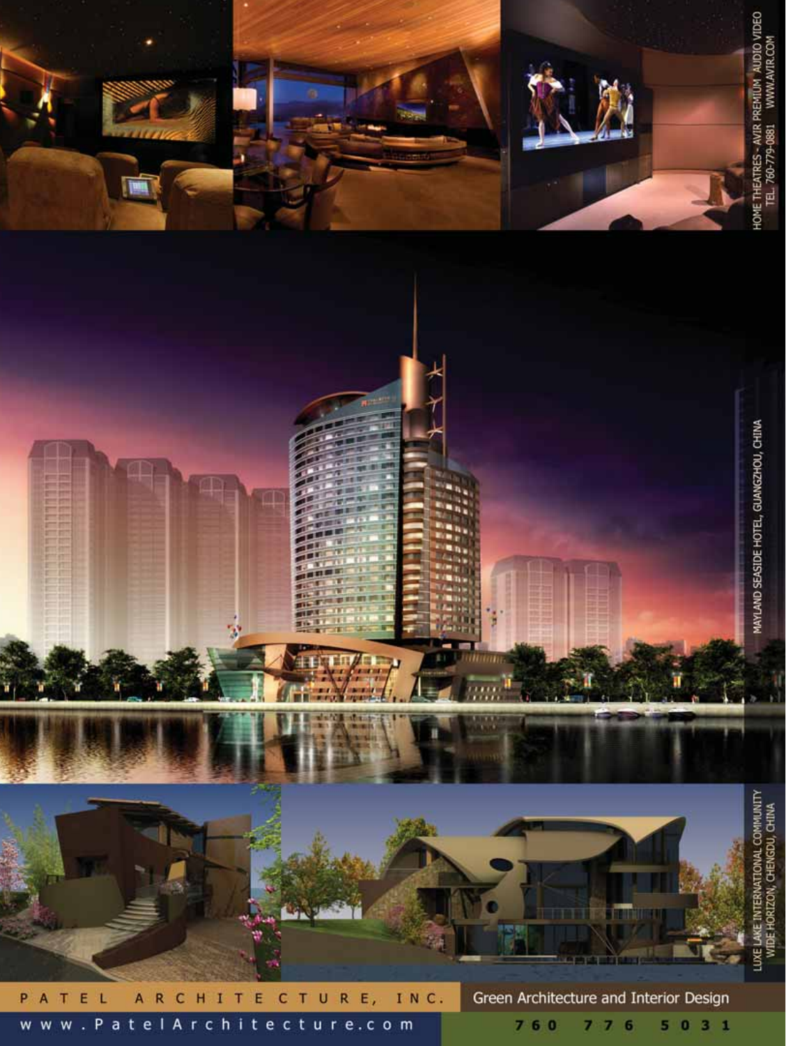HOME THEATRES - AVIR PREMIUM AUDIO VIDEO
TEL. 760-779-0881 WWW.AVIR.COM

MAYLAND SEASIDE HOTEL, GUANGZHOU, CHINA

LUXE LAKE INTERNATIONAL COMMUNITY
WIDE HORIZON, CHENGDU, CHINA

PATEL ARCHITECTURE, INC.

Green Architecture and Interior Design

www.PatelArchitecture.com

760 776 5031